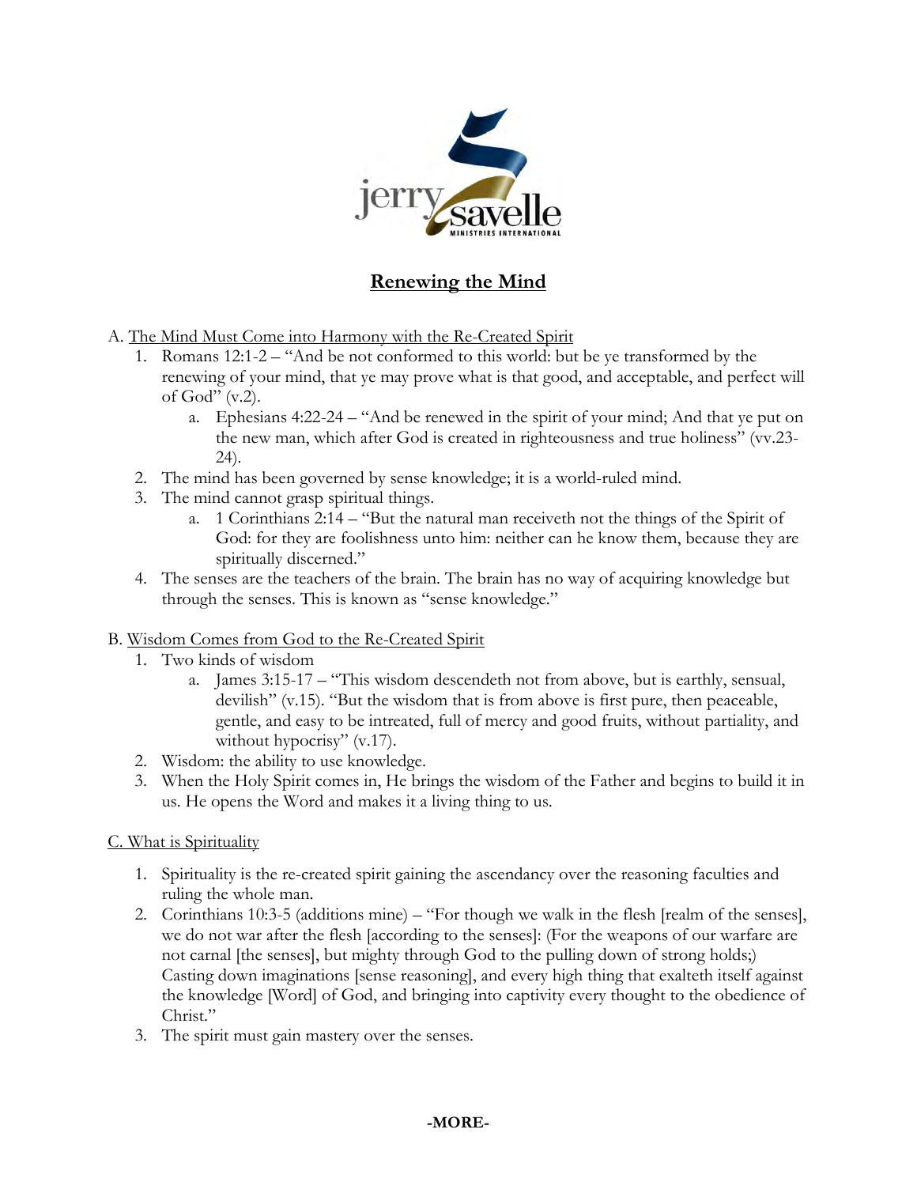# Renewing the Mind

A. The Mind Must Come into Harmony with the Re-Created Spirit

1. Romans 12:1-2 – "And be not conformed to this world: but be ye transformed by the renewing of your mind, that ye may prove what is that good, and acceptable, and perfect will of God" (v.2).
   a. Ephesians 4:22-24 – "And be renewed in the spirit of your mind; And that ye put on the new man, which after God is created in righteousness and true holiness" (vv.23-24).
2. The mind has been governed by sense knowledge; it is a world-ruled mind.
3. The mind cannot grasp spiritual things.
   a. 1 Corinthians 2:14 – "But the natural man receiveth not the things of the Spirit of God: for they are foolishness unto him: neither can he know them, because they are spiritually discerned."
4. The senses are the teachers of the brain. The brain has no way of acquiring knowledge but through the senses. This is known as "sense knowledge."

B. Wisdom Comes from God to the Re-Created Spirit

1. Two kinds of wisdom
   a. James 3:15-17 – "This wisdom descendeth not from above, but is earthly, sensual, devilish" (v.15). "But the wisdom that is from above is first pure, then peaceable, gentle, and easy to be intreated, full of mercy and good fruits, without partiality, and without hypocrisy" (v.17).
2. Wisdom: the ability to use knowledge.
3. When the Holy Spirit comes in, He brings the wisdom of the Father and begins to build it in us. He opens the Word and makes it a living thing to us.

C. What is Spirituality

1. Spirituality is the re-created spirit gaining the ascendancy over the reasoning faculties and ruling the whole man.
2. Corinthians 10:3-5 (additions mine) – "For though we walk in the flesh [realm of the senses], we do not war after the flesh [according to the senses]: (For the weapons of our warfare are not carnal [the senses], but mighty through God to the pulling down of strong holds;) Casting down imaginations [sense reasoning], and every high thing that exalteth itself against the knowledge [Word] of God, and bringing into captivity every thought to the obedience of Christ."
3. The spirit must gain mastery over the senses.

**-MORE-**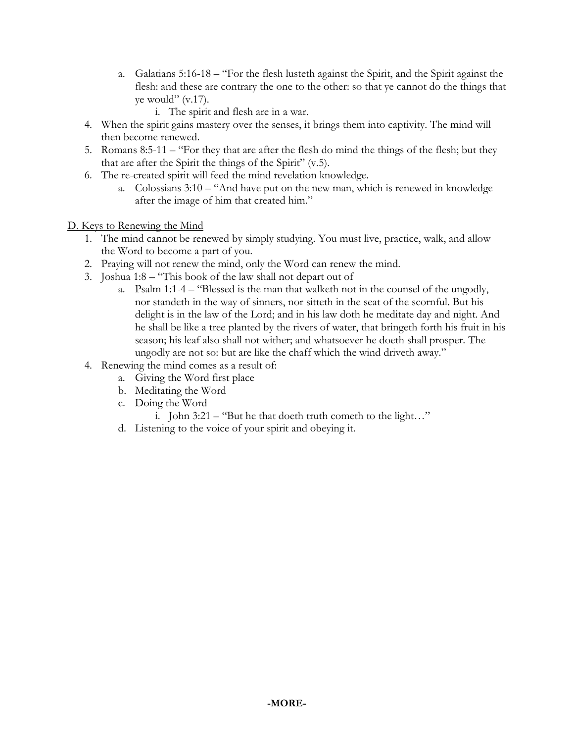a. Galatians 5:16-18 – "For the flesh lusteth against the Spirit, and the Spirit against the flesh: and these are contrary the one to the other: so that ye cannot do the things that ye would" (v.17).
      i. The spirit and flesh are in a war.
4. When the spirit gains mastery over the senses, it brings them into captivity. The mind will then become renewed.
5. Romans 8:5-11 – "For they that are after the flesh do mind the things of the flesh; but they that are after the Spirit the things of the Spirit" (v.5).
6. The re-created spirit will feed the mind revelation knowledge.
   a. Colossians 3:10 – "And have put on the new man, which is renewed in knowledge after the image of him that created him."

<u>D. Keys to Renewing the Mind</u>

1. The mind cannot be renewed by simply studying. You must live, practice, walk, and allow the Word to become a part of you.
2. Praying will not renew the mind, only the Word can renew the mind.
3. Joshua 1:8 – "This book of the law shall not depart out of
   a. Psalm 1:1-4 – "Blessed is the man that walketh not in the counsel of the ungodly, nor standeth in the way of sinners, nor sitteth in the seat of the scornful. But his delight is in the law of the Lord; and in his law doth he meditate day and night. And he shall be like a tree planted by the rivers of water, that bringeth forth his fruit in his season; his leaf also shall not wither; and whatsoever he doeth shall prosper. The ungodly are not so: but are like the chaff which the wind driveth away."
4. Renewing the mind comes as a result of:
   a. Giving the Word first place
   b. Meditating the Word
   c. Doing the Word
      i. John 3:21 – "But he that doeth truth cometh to the light…"
   d. Listening to the voice of your spirit and obeying it.

**-MORE-**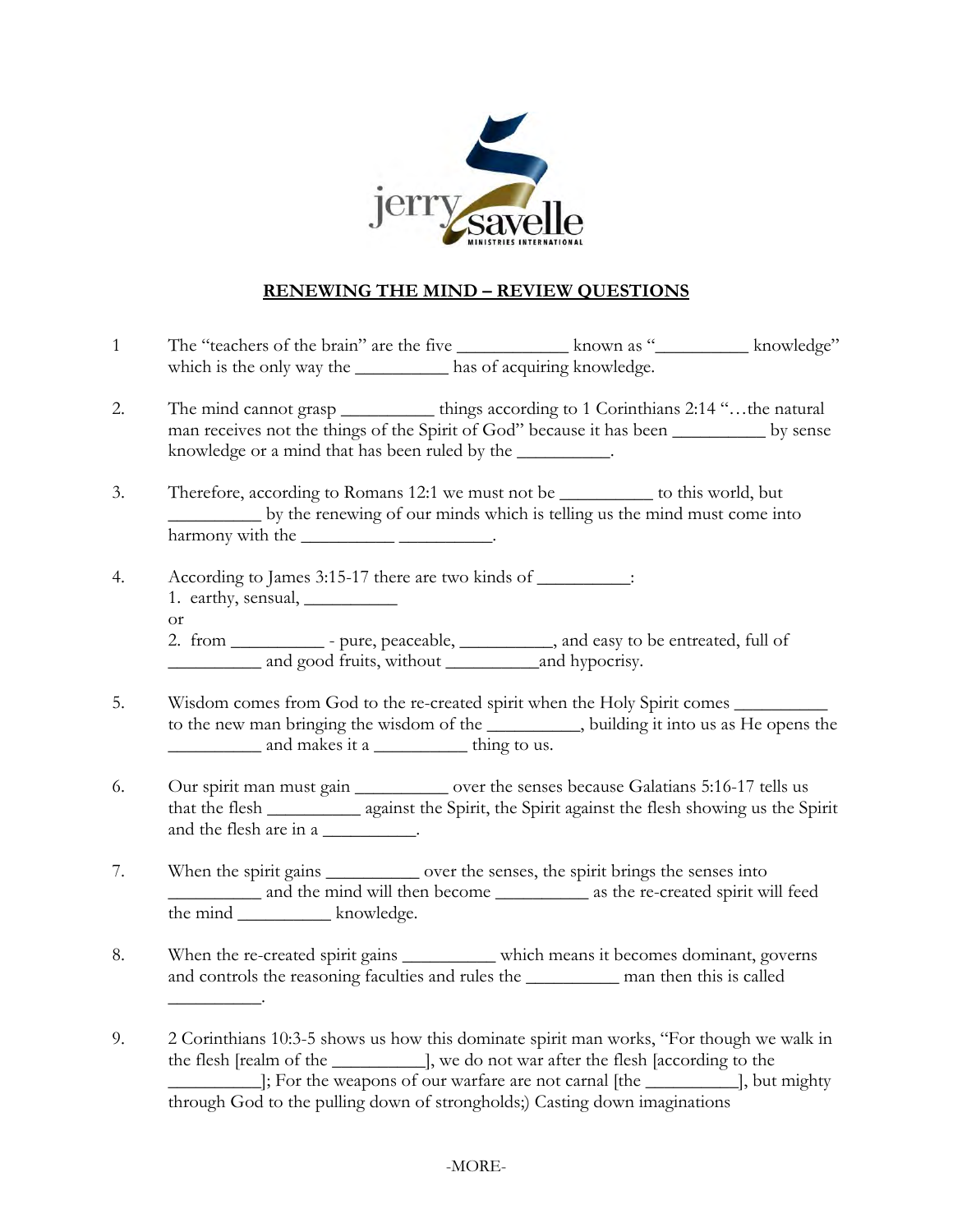## RENEWING THE MIND – REVIEW QUESTIONS

1 The "teachers of the brain" are the five ____________ known as "__________ knowledge" which is the only way the __________ has of acquiring knowledge.

2. The mind cannot grasp __________ things according to 1 Corinthians 2:14 "…the natural man receives not the things of the Spirit of God" because it has been __________ by sense knowledge or a mind that has been ruled by the __________.

3. Therefore, according to Romans 12:1 we must not be __________ to this world, but __________ by the renewing of our minds which is telling us the mind must come into harmony with the __________ __________.

4. According to James 3:15-17 there are two kinds of __________:
   1. earthy, sensual, __________
   or
   2. from __________ - pure, peaceable, __________, and easy to be entreated, full of __________ and good fruits, without __________and hypocrisy.

5. Wisdom comes from God to the re-created spirit when the Holy Spirit comes __________ to the new man bringing the wisdom of the __________, building it into us as He opens the __________ and makes it a __________ thing to us.

6. Our spirit man must gain __________ over the senses because Galatians 5:16-17 tells us that the flesh __________ against the Spirit, the Spirit against the flesh showing us the Spirit and the flesh are in a __________.

7. When the spirit gains __________ over the senses, the spirit brings the senses into __________ and the mind will then become __________ as the re-created spirit will feed the mind __________ knowledge.

8. When the re-created spirit gains __________ which means it becomes dominant, governs and controls the reasoning faculties and rules the __________ man then this is called __________.

9. 2 Corinthians 10:3-5 shows us how this dominate spirit man works, "For though we walk in the flesh [realm of the __________], we do not war after the flesh [according to the __________]; For the weapons of our warfare are not carnal [the __________], but mighty through God to the pulling down of strongholds;) Casting down imaginations

-MORE-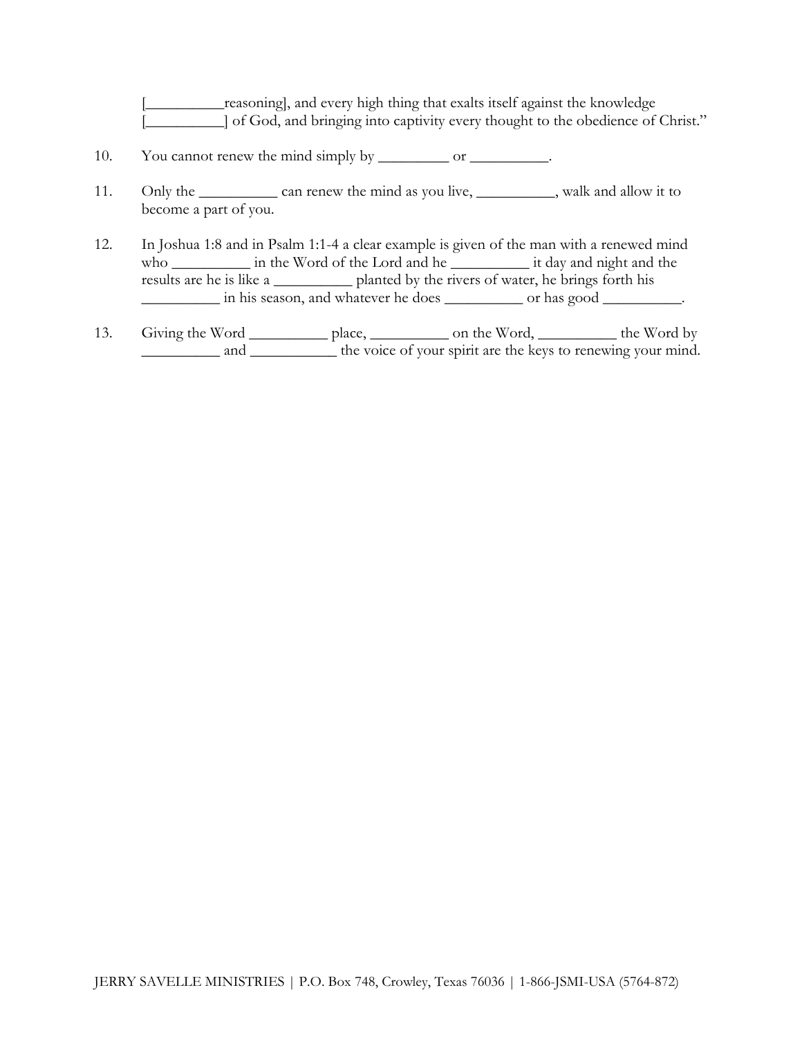[__________reasoning], and every high thing that exalts itself against the knowledge [__________] of God, and bringing into captivity every thought to the obedience of Christ."

10. You cannot renew the mind simply by _________ or __________.

11. Only the __________ can renew the mind as you live, __________, walk and allow it to become a part of you.

12. In Joshua 1:8 and in Psalm 1:1-4 a clear example is given of the man with a renewed mind who __________ in the Word of the Lord and he __________ it day and night and the results are he is like a __________ planted by the rivers of water, he brings forth his __________ in his season, and whatever he does __________ or has good __________.

13. Giving the Word __________ place, __________ on the Word, __________ the Word by __________ and ___________ the voice of your spirit are the keys to renewing your mind.